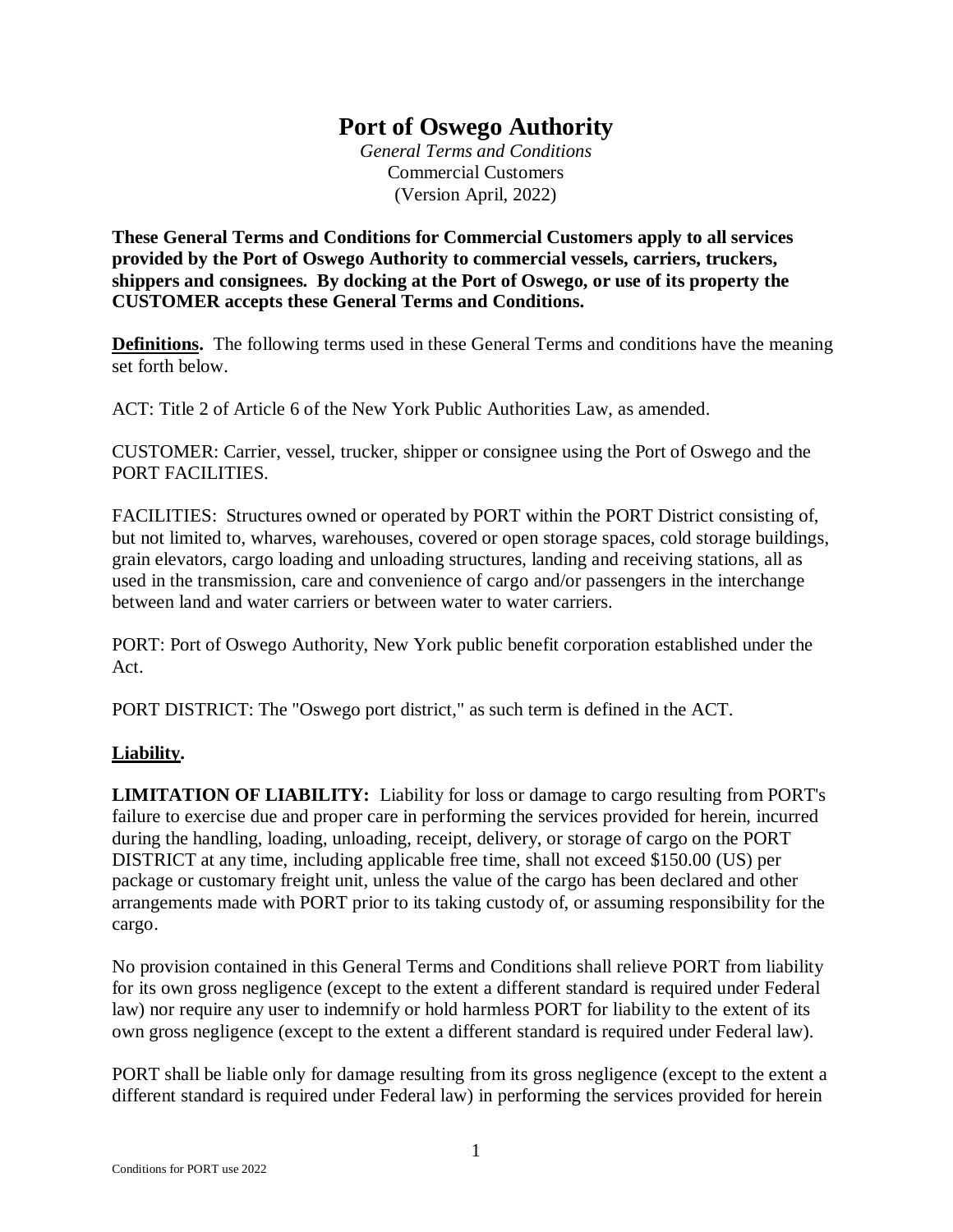# Port of Oswego Authority

*General Terms and Conditions*
Commercial Customers
(Version April, 2022)

**These General Terms and Conditions for Commercial Customers apply to all services provided by the Port of Oswego Authority to commercial vessels, carriers, truckers, shippers and consignees. By docking at the Port of Oswego, or use of its property the CUSTOMER accepts these General Terms and Conditions.**

**Definitions.** The following terms used in these General Terms and conditions have the meaning set forth below.

ACT: Title 2 of Article 6 of the New York Public Authorities Law, as amended.

CUSTOMER: Carrier, vessel, trucker, shipper or consignee using the Port of Oswego and the PORT FACILITIES.

FACILITIES: Structures owned or operated by PORT within the PORT District consisting of, but not limited to, wharves, warehouses, covered or open storage spaces, cold storage buildings, grain elevators, cargo loading and unloading structures, landing and receiving stations, all as used in the transmission, care and convenience of cargo and/or passengers in the interchange between land and water carriers or between water to water carriers.

PORT: Port of Oswego Authority, New York public benefit corporation established under the Act.

PORT DISTRICT: The "Oswego port district," as such term is defined in the ACT.

**Liability.**

**LIMITATION OF LIABILITY:** Liability for loss or damage to cargo resulting from PORT's failure to exercise due and proper care in performing the services provided for herein, incurred during the handling, loading, unloading, receipt, delivery, or storage of cargo on the PORT DISTRICT at any time, including applicable free time, shall not exceed $150.00 (US) per package or customary freight unit, unless the value of the cargo has been declared and other arrangements made with PORT prior to its taking custody of, or assuming responsibility for the cargo.

No provision contained in this General Terms and Conditions shall relieve PORT from liability for its own gross negligence (except to the extent a different standard is required under Federal law) nor require any user to indemnify or hold harmless PORT for liability to the extent of its own gross negligence (except to the extent a different standard is required under Federal law).

PORT shall be liable only for damage resulting from its gross negligence (except to the extent a different standard is required under Federal law) in performing the services provided for herein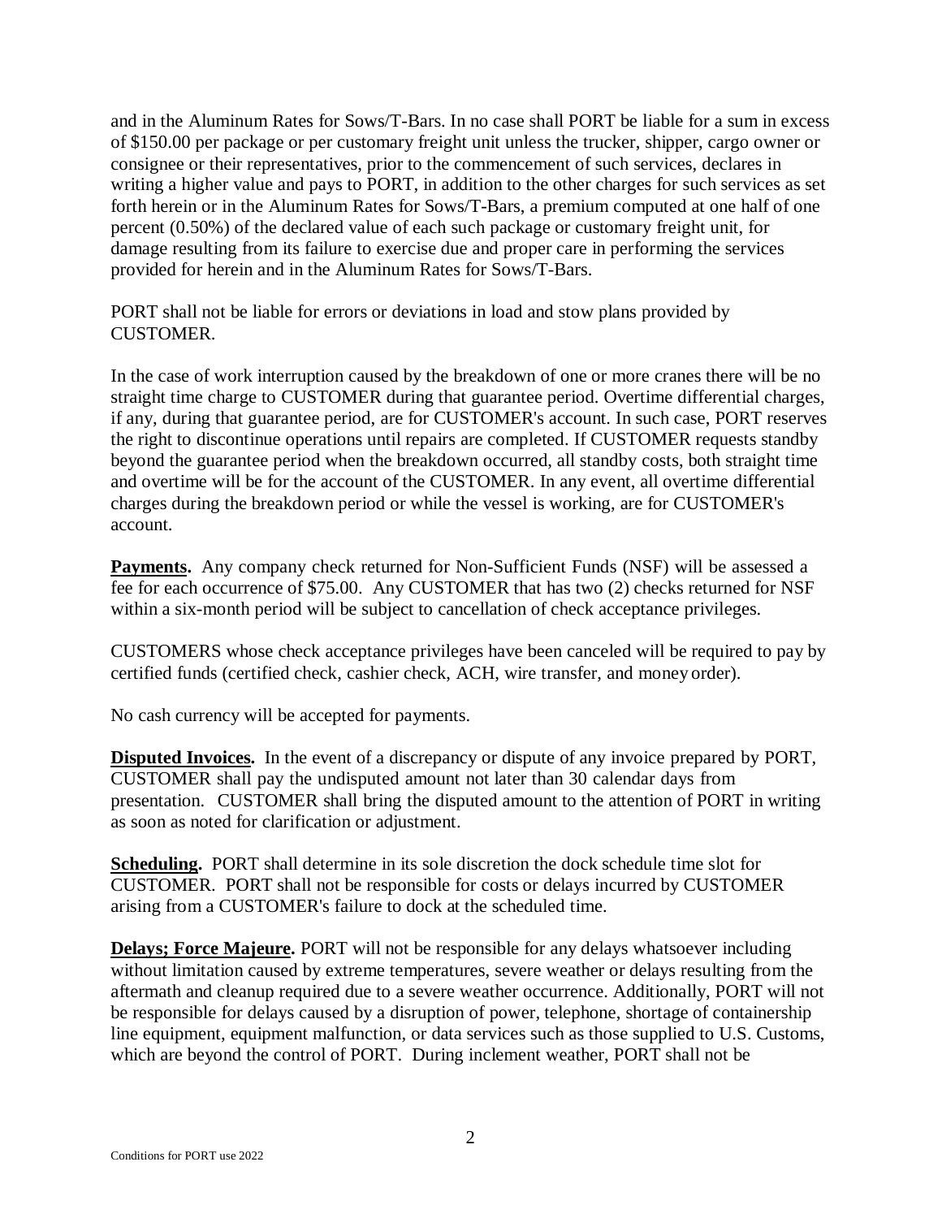and in the Aluminum Rates for Sows/T-Bars. In no case shall PORT be liable for a sum in excess of $150.00 per package or per customary freight unit unless the trucker, shipper, cargo owner or consignee or their representatives, prior to the commencement of such services, declares in writing a higher value and pays to PORT, in addition to the other charges for such services as set forth herein or in the Aluminum Rates for Sows/T-Bars, a premium computed at one half of one percent (0.50%) of the declared value of each such package or customary freight unit, for damage resulting from its failure to exercise due and proper care in performing the services provided for herein and in the Aluminum Rates for Sows/T-Bars.

PORT shall not be liable for errors or deviations in load and stow plans provided by CUSTOMER.

In the case of work interruption caused by the breakdown of one or more cranes there will be no straight time charge to CUSTOMER during that guarantee period. Overtime differential charges, if any, during that guarantee period, are for CUSTOMER's account. In such case, PORT reserves the right to discontinue operations until repairs are completed. If CUSTOMER requests standby beyond the guarantee period when the breakdown occurred, all standby costs, both straight time and overtime will be for the account of the CUSTOMER. In any event, all overtime differential charges during the breakdown period or while the vessel is working, are for CUSTOMER's account.

**Payments.** Any company check returned for Non-Sufficient Funds (NSF) will be assessed a fee for each occurrence of $75.00. Any CUSTOMER that has two (2) checks returned for NSF within a six-month period will be subject to cancellation of check acceptance privileges.

CUSTOMERS whose check acceptance privileges have been canceled will be required to pay by certified funds (certified check, cashier check, ACH, wire transfer, and money order).

No cash currency will be accepted for payments.

**Disputed Invoices.** In the event of a discrepancy or dispute of any invoice prepared by PORT, CUSTOMER shall pay the undisputed amount not later than 30 calendar days from presentation. CUSTOMER shall bring the disputed amount to the attention of PORT in writing as soon as noted for clarification or adjustment.

**Scheduling.** PORT shall determine in its sole discretion the dock schedule time slot for CUSTOMER. PORT shall not be responsible for costs or delays incurred by CUSTOMER arising from a CUSTOMER's failure to dock at the scheduled time.

**Delays; Force Majeure.** PORT will not be responsible for any delays whatsoever including without limitation caused by extreme temperatures, severe weather or delays resulting from the aftermath and cleanup required due to a severe weather occurrence. Additionally, PORT will not be responsible for delays caused by a disruption of power, telephone, shortage of containership line equipment, equipment malfunction, or data services such as those supplied to U.S. Customs, which are beyond the control of PORT. During inclement weather, PORT shall not be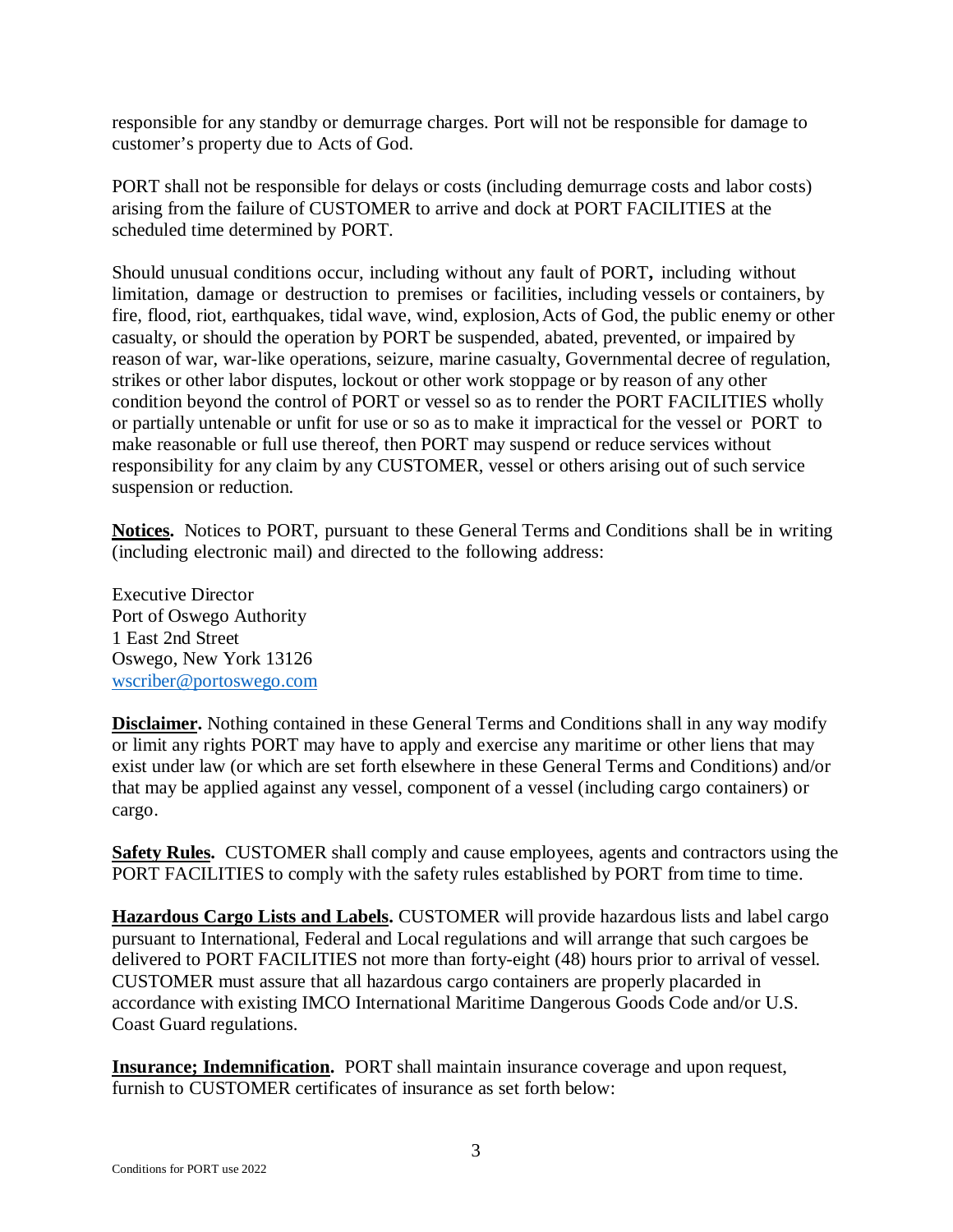responsible for any standby or demurrage charges. Port will not be responsible for damage to customer's property due to Acts of God.

PORT shall not be responsible for delays or costs (including demurrage costs and labor costs) arising from the failure of CUSTOMER to arrive and dock at PORT FACILITIES at the scheduled time determined by PORT.

Should unusual conditions occur, including without any fault of PORT**,** including without limitation, damage or destruction to premises or facilities, including vessels or containers, by fire, flood, riot, earthquakes, tidal wave, wind, explosion, Acts of God, the public enemy or other casualty, or should the operation by PORT be suspended, abated, prevented, or impaired by reason of war, war-like operations, seizure, marine casualty, Governmental decree of regulation, strikes or other labor disputes, lockout or other work stoppage or by reason of any other condition beyond the control of PORT or vessel so as to render the PORT FACILITIES wholly or partially untenable or unfit for use or so as to make it impractical for the vessel or PORT to make reasonable or full use thereof, then PORT may suspend or reduce services without responsibility for any claim by any CUSTOMER, vessel or others arising out of such service suspension or reduction.

**Notices.** Notices to PORT, pursuant to these General Terms and Conditions shall be in writing (including electronic mail) and directed to the following address:

Executive Director
Port of Oswego Authority
1 East 2nd Street
Oswego, New York 13126
wscriber@portoswego.com

**Disclaimer.** Nothing contained in these General Terms and Conditions shall in any way modify or limit any rights PORT may have to apply and exercise any maritime or other liens that may exist under law (or which are set forth elsewhere in these General Terms and Conditions) and/or that may be applied against any vessel, component of a vessel (including cargo containers) or cargo.

**Safety Rules.** CUSTOMER shall comply and cause employees, agents and contractors using the PORT FACILITIES to comply with the safety rules established by PORT from time to time.

**Hazardous Cargo Lists and Labels.** CUSTOMER will provide hazardous lists and label cargo pursuant to International, Federal and Local regulations and will arrange that such cargoes be delivered to PORT FACILITIES not more than forty-eight (48) hours prior to arrival of vessel. CUSTOMER must assure that all hazardous cargo containers are properly placarded in accordance with existing IMCO International Maritime Dangerous Goods Code and/or U.S. Coast Guard regulations.

**Insurance; Indemnification.** PORT shall maintain insurance coverage and upon request, furnish to CUSTOMER certificates of insurance as set forth below: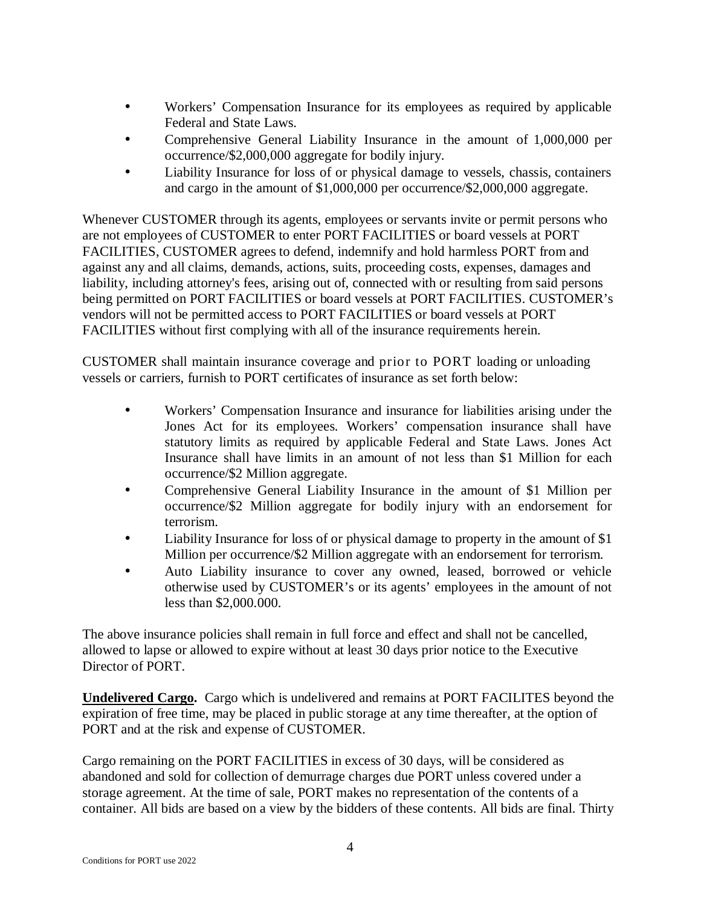- Workers' Compensation Insurance for its employees as required by applicable Federal and State Laws.
- Comprehensive General Liability Insurance in the amount of 1,000,000 per occurrence/$2,000,000 aggregate for bodily injury.
- Liability Insurance for loss of or physical damage to vessels, chassis, containers and cargo in the amount of $1,000,000 per occurrence/$2,000,000 aggregate.

Whenever CUSTOMER through its agents, employees or servants invite or permit persons who are not employees of CUSTOMER to enter PORT FACILITIES or board vessels at PORT FACILITIES, CUSTOMER agrees to defend, indemnify and hold harmless PORT from and against any and all claims, demands, actions, suits, proceeding costs, expenses, damages and liability, including attorney's fees, arising out of, connected with or resulting from said persons being permitted on PORT FACILITIES or board vessels at PORT FACILITIES. CUSTOMER's vendors will not be permitted access to PORT FACILITIES or board vessels at PORT FACILITIES without first complying with all of the insurance requirements herein.

CUSTOMER shall maintain insurance coverage and prior to PORT loading or unloading vessels or carriers, furnish to PORT certificates of insurance as set forth below:

- Workers' Compensation Insurance and insurance for liabilities arising under the Jones Act for its employees. Workers' compensation insurance shall have statutory limits as required by applicable Federal and State Laws. Jones Act Insurance shall have limits in an amount of not less than $1 Million for each occurrence/$2 Million aggregate.
- Comprehensive General Liability Insurance in the amount of $1 Million per occurrence/$2 Million aggregate for bodily injury with an endorsement for terrorism.
- Liability Insurance for loss of or physical damage to property in the amount of $1 Million per occurrence/$2 Million aggregate with an endorsement for terrorism.
- Auto Liability insurance to cover any owned, leased, borrowed or vehicle otherwise used by CUSTOMER's or its agents' employees in the amount of not less than $2,000.000.

The above insurance policies shall remain in full force and effect and shall not be cancelled, allowed to lapse or allowed to expire without at least 30 days prior notice to the Executive Director of PORT.

**Undelivered Cargo.** Cargo which is undelivered and remains at PORT FACILITES beyond the expiration of free time, may be placed in public storage at any time thereafter, at the option of PORT and at the risk and expense of CUSTOMER.

Cargo remaining on the PORT FACILITIES in excess of 30 days, will be considered as abandoned and sold for collection of demurrage charges due PORT unless covered under a storage agreement. At the time of sale, PORT makes no representation of the contents of a container. All bids are based on a view by the bidders of these contents. All bids are final. Thirty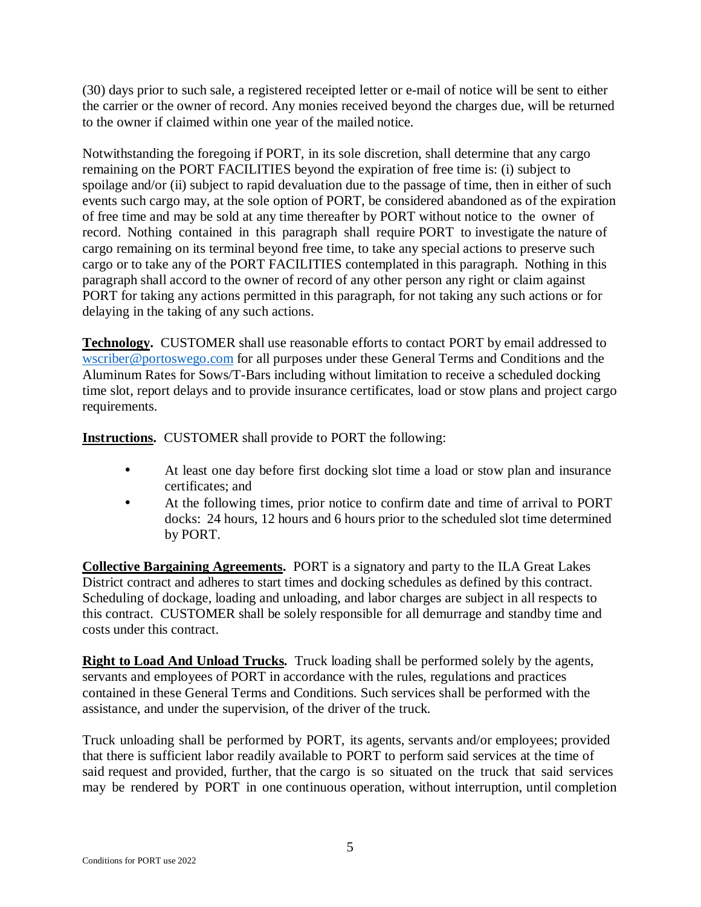(30) days prior to such sale, a registered receipted letter or e-mail of notice will be sent to either the carrier or the owner of record. Any monies received beyond the charges due, will be returned to the owner if claimed within one year of the mailed notice.

Notwithstanding the foregoing if PORT, in its sole discretion, shall determine that any cargo remaining on the PORT FACILITIES beyond the expiration of free time is: (i) subject to spoilage and/or (ii) subject to rapid devaluation due to the passage of time, then in either of such events such cargo may, at the sole option of PORT, be considered abandoned as of the expiration of free time and may be sold at any time thereafter by PORT without notice to the owner of record. Nothing contained in this paragraph shall require PORT to investigate the nature of cargo remaining on its terminal beyond free time, to take any special actions to preserve such cargo or to take any of the PORT FACILITIES contemplated in this paragraph. Nothing in this paragraph shall accord to the owner of record of any other person any right or claim against PORT for taking any actions permitted in this paragraph, for not taking any such actions or for delaying in the taking of any such actions.

**Technology.** CUSTOMER shall use reasonable efforts to contact PORT by email addressed to wscriber@portoswego.com for all purposes under these General Terms and Conditions and the Aluminum Rates for Sows/T-Bars including without limitation to receive a scheduled docking time slot, report delays and to provide insurance certificates, load or stow plans and project cargo requirements.

**Instructions.** CUSTOMER shall provide to PORT the following:

- At least one day before first docking slot time a load or stow plan and insurance certificates; and
- At the following times, prior notice to confirm date and time of arrival to PORT docks: 24 hours, 12 hours and 6 hours prior to the scheduled slot time determined by PORT.

**Collective Bargaining Agreements.** PORT is a signatory and party to the ILA Great Lakes District contract and adheres to start times and docking schedules as defined by this contract. Scheduling of dockage, loading and unloading, and labor charges are subject in all respects to this contract. CUSTOMER shall be solely responsible for all demurrage and standby time and costs under this contract.

**Right to Load And Unload Trucks.** Truck loading shall be performed solely by the agents, servants and employees of PORT in accordance with the rules, regulations and practices contained in these General Terms and Conditions. Such services shall be performed with the assistance, and under the supervision, of the driver of the truck.

Truck unloading shall be performed by PORT, its agents, servants and/or employees; provided that there is sufficient labor readily available to PORT to perform said services at the time of said request and provided, further, that the cargo is so situated on the truck that said services may be rendered by PORT in one continuous operation, without interruption, until completion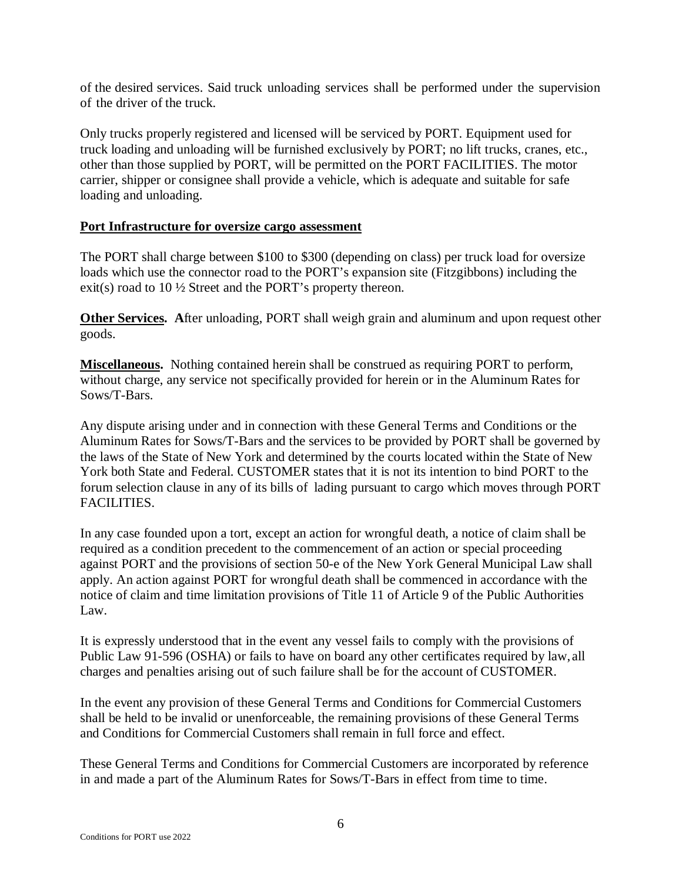of the desired services. Said truck unloading services shall be performed under the supervision of the driver of the truck.

Only trucks properly registered and licensed will be serviced by PORT. Equipment used for truck loading and unloading will be furnished exclusively by PORT; no lift trucks, cranes, etc., other than those supplied by PORT, will be permitted on the PORT FACILITIES. The motor carrier, shipper or consignee shall provide a vehicle, which is adequate and suitable for safe loading and unloading.

**Port Infrastructure for oversize cargo assessment**

The PORT shall charge between \$100 to \$300 (depending on class) per truck load for oversize loads which use the connector road to the PORT's expansion site (Fitzgibbons) including the exit(s) road to 10 ½ Street and the PORT's property thereon.

**Other Services.** **A**fter unloading, PORT shall weigh grain and aluminum and upon request other goods.

**Miscellaneous.** Nothing contained herein shall be construed as requiring PORT to perform, without charge, any service not specifically provided for herein or in the Aluminum Rates for Sows/T-Bars.

Any dispute arising under and in connection with these General Terms and Conditions or the Aluminum Rates for Sows/T-Bars and the services to be provided by PORT shall be governed by the laws of the State of New York and determined by the courts located within the State of New York both State and Federal. CUSTOMER states that it is not its intention to bind PORT to the forum selection clause in any of its bills of lading pursuant to cargo which moves through PORT FACILITIES.

In any case founded upon a tort, except an action for wrongful death, a notice of claim shall be required as a condition precedent to the commencement of an action or special proceeding against PORT and the provisions of section 50-e of the New York General Municipal Law shall apply. An action against PORT for wrongful death shall be commenced in accordance with the notice of claim and time limitation provisions of Title 11 of Article 9 of the Public Authorities Law.

It is expressly understood that in the event any vessel fails to comply with the provisions of Public Law 91-596 (OSHA) or fails to have on board any other certificates required by law, all charges and penalties arising out of such failure shall be for the account of CUSTOMER.

In the event any provision of these General Terms and Conditions for Commercial Customers shall be held to be invalid or unenforceable, the remaining provisions of these General Terms and Conditions for Commercial Customers shall remain in full force and effect.

These General Terms and Conditions for Commercial Customers are incorporated by reference in and made a part of the Aluminum Rates for Sows/T-Bars in effect from time to time.